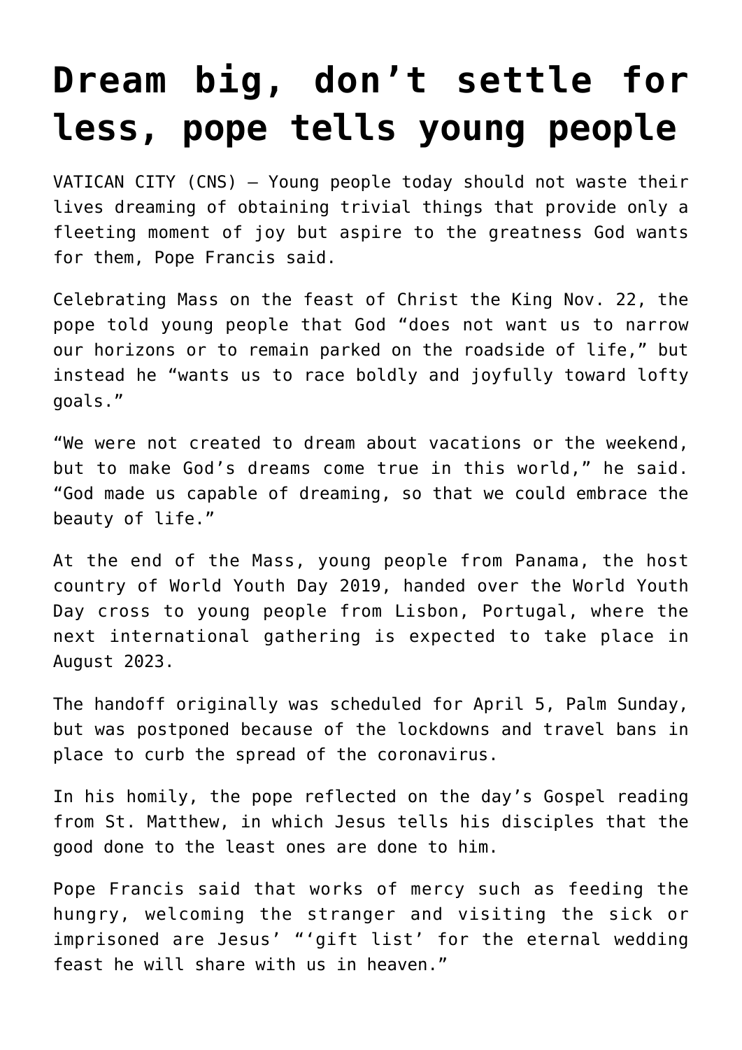# Dream big, don't settle for less, pope tells young people

VATICAN CITY (CNS) — Young people today should not waste their lives dreaming of obtaining trivial things that provide only a fleeting moment of joy but aspire to the greatness God wants for them, Pope Francis said.

Celebrating Mass on the feast of Christ the King Nov. 22, the pope told young people that God "does not want us to narrow our horizons or to remain parked on the roadside of life," but instead he "wants us to race boldly and joyfully toward lofty goals."

"We were not created to dream about vacations or the weekend, but to make God's dreams come true in this world," he said. "God made us capable of dreaming, so that we could embrace the beauty of life."

At the end of the Mass, young people from Panama, the host country of World Youth Day 2019, handed over the World Youth Day cross to young people from Lisbon, Portugal, where the next international gathering is expected to take place in August 2023.

The handoff originally was scheduled for April 5, Palm Sunday, but was postponed because of the lockdowns and travel bans in place to curb the spread of the coronavirus.

In his homily, the pope reflected on the day's Gospel reading from St. Matthew, in which Jesus tells his disciples that the good done to the least ones are done to him.

Pope Francis said that works of mercy such as feeding the hungry, welcoming the stranger and visiting the sick or imprisoned are Jesus' "'gift list' for the eternal wedding feast he will share with us in heaven."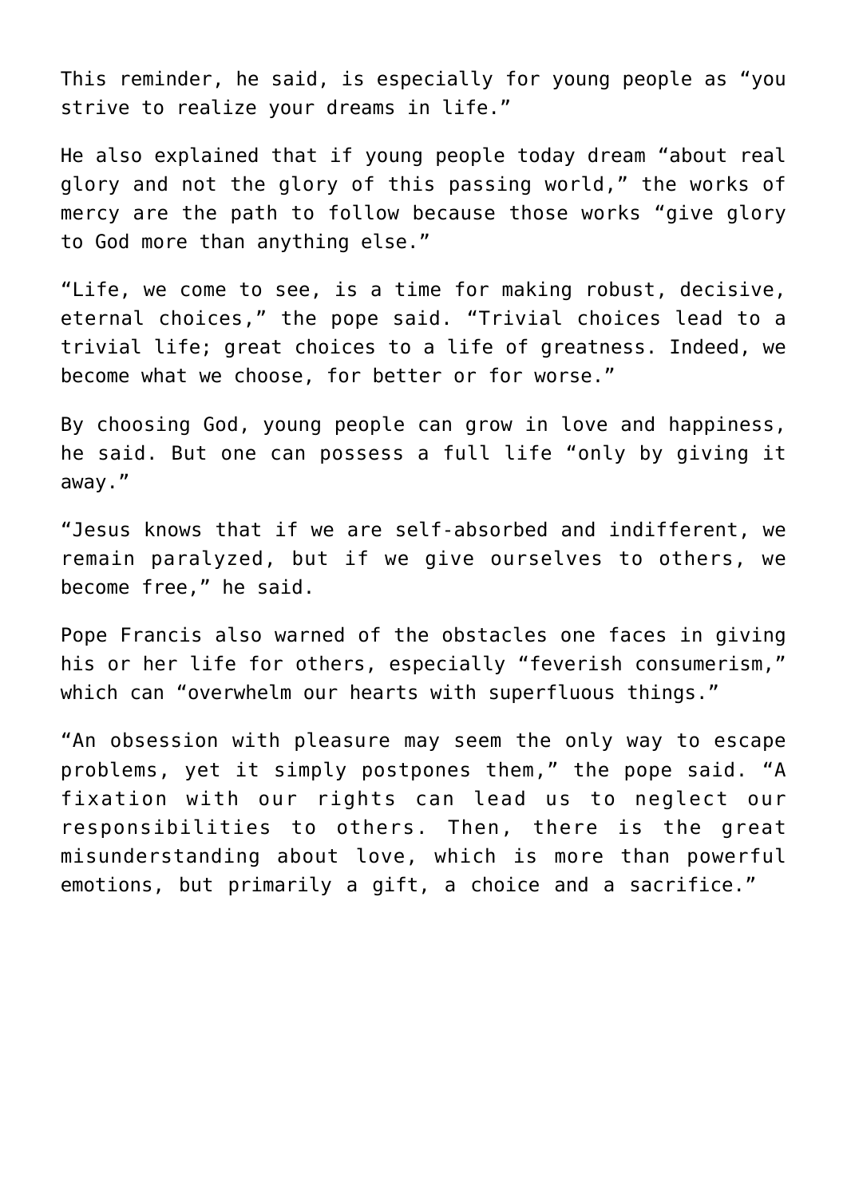This reminder, he said, is especially for young people as "you strive to realize your dreams in life."

He also explained that if young people today dream "about real glory and not the glory of this passing world," the works of mercy are the path to follow because those works "give glory to God more than anything else."

"Life, we come to see, is a time for making robust, decisive, eternal choices," the pope said. "Trivial choices lead to a trivial life; great choices to a life of greatness. Indeed, we become what we choose, for better or for worse."

By choosing God, young people can grow in love and happiness, he said. But one can possess a full life "only by giving it away."

"Jesus knows that if we are self-absorbed and indifferent, we remain paralyzed, but if we give ourselves to others, we become free," he said.

Pope Francis also warned of the obstacles one faces in giving his or her life for others, especially "feverish consumerism," which can "overwhelm our hearts with superfluous things."

"An obsession with pleasure may seem the only way to escape problems, yet it simply postpones them," the pope said. "A fixation with our rights can lead us to neglect our responsibilities to others. Then, there is the great misunderstanding about love, which is more than powerful emotions, but primarily a gift, a choice and a sacrifice."